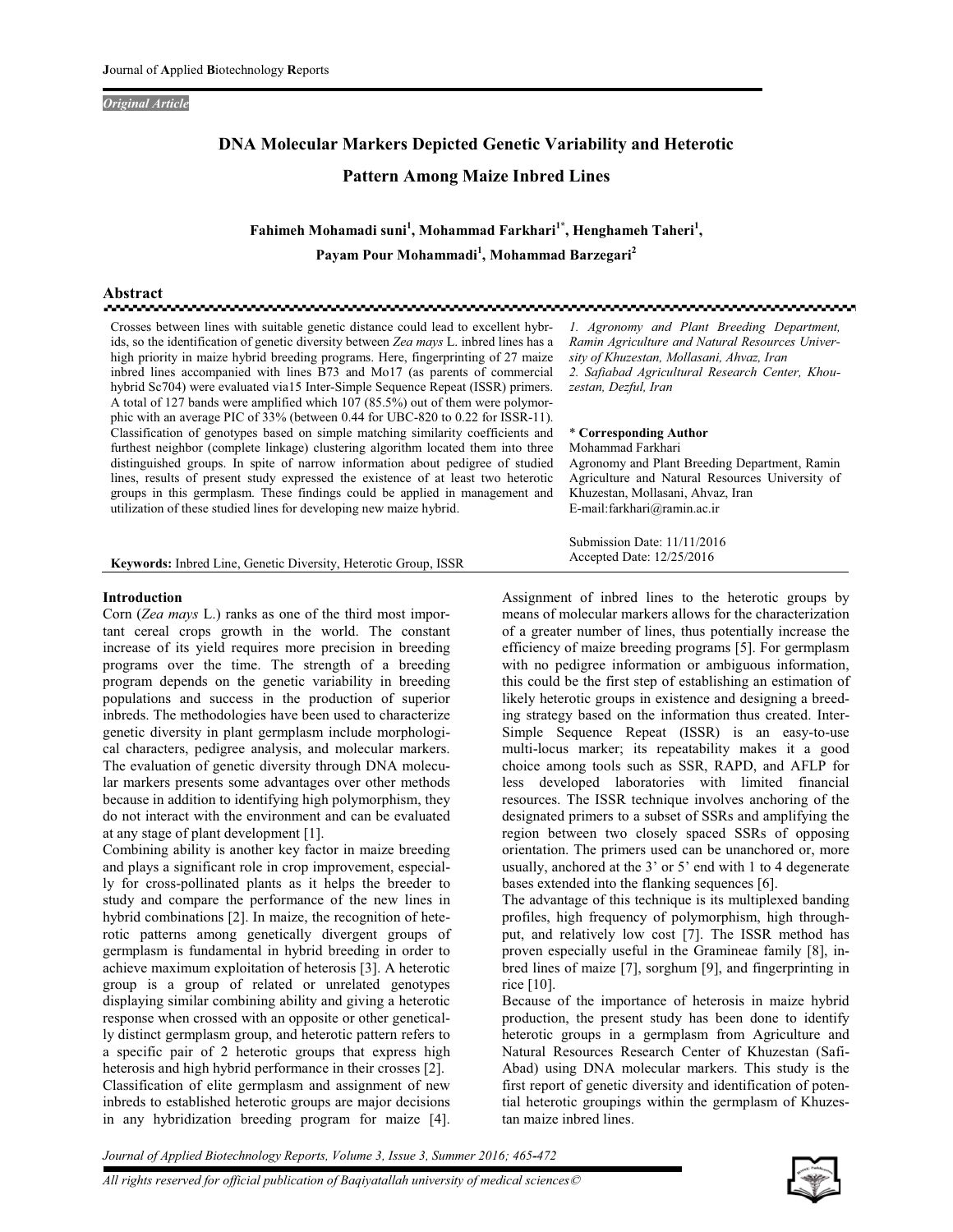*Original Article*

# DNA Molecular Markers Depicted Genetic Variability and Heterotic Pattern Among Maize Inbred Lines

**Fahimeh Mohamadi suni[1], Mohammad Farkhari[1*], Henghameh Taheri[1], Payam Pour Mohammadi[1], Mohammad Barzegari[2]**

## Abstract

Crosses between lines with suitable genetic distance could lead to excellent hybrids, so the identification of genetic diversity between *Zea mays* L. inbred lines has a high priority in maize hybrid breeding programs. Here, fingerprinting of 27 maize inbred lines accompanied with lines B73 and Mo17 (as parents of commercial hybrid Sc704) were evaluated via15 Inter-Simple Sequence Repeat (ISSR) primers. A total of 127 bands were amplified which 107 (85.5%) out of them were polymorphic with an average PIC of 33% (between 0.44 for UBC-820 to 0.22 for ISSR-11). Classification of genotypes based on simple matching similarity coefficients and furthest neighbor (complete linkage) clustering algorithm located them into three distinguished groups. In spite of narrow information about pedigree of studied lines, results of present study expressed the existence of at least two heterotic groups in this germplasm. These findings could be applied in management and utilization of these studied lines for developing new maize hybrid.

**Keywords:** Inbred Line, Genetic Diversity, Heterotic Group, ISSR

*1. Agronomy and Plant Breeding Department, Ramin Agriculture and Natural Resources University of Khuzestan, Mollasani, Ahvaz, Iran*
*2. Safiabad Agricultural Research Center, Khouzestan, Dezful, Iran*

\* **Corresponding Author**
Mohammad Farkhari
Agronomy and Plant Breeding Department, Ramin Agriculture and Natural Resources University of Khuzestan, Mollasani, Ahvaz, Iran
E-mail:farkhari@ramin.ac.ir

Submission Date: 11/11/2016
Accepted Date: 12/25/2016

## Introduction

Corn (*Zea mays* L.) ranks as one of the third most important cereal crops growth in the world. The constant increase of its yield requires more precision in breeding programs over the time. The strength of a breeding program depends on the genetic variability in breeding populations and success in the production of superior inbreds. The methodologies have been used to characterize genetic diversity in plant germplasm include morphological characters, pedigree analysis, and molecular markers. The evaluation of genetic diversity through DNA molecular markers presents some advantages over other methods because in addition to identifying high polymorphism, they do not interact with the environment and can be evaluated at any stage of plant development [1].

Combining ability is another key factor in maize breeding and plays a significant role in crop improvement, especially for cross-pollinated plants as it helps the breeder to study and compare the performance of the new lines in hybrid combinations [2]. In maize, the recognition of heterotic patterns among genetically divergent groups of germplasm is fundamental in hybrid breeding in order to achieve maximum exploitation of heterosis [3]. A heterotic group is a group of related or unrelated genotypes displaying similar combining ability and giving a heterotic response when crossed with an opposite or other genetically distinct germplasm group, and heterotic pattern refers to a specific pair of 2 heterotic groups that express high heterosis and high hybrid performance in their crosses [2]. Classification of elite germplasm and assignment of new inbreds to established heterotic groups are major decisions in any hybridization breeding program for maize [4].

Assignment of inbred lines to the heterotic groups by means of molecular markers allows for the characterization of a greater number of lines, thus potentially increase the efficiency of maize breeding programs [5]. For germplasm with no pedigree information or ambiguous information, this could be the first step of establishing an estimation of likely heterotic groups in existence and designing a breeding strategy based on the information thus created. Inter-Simple Sequence Repeat (ISSR) is an easy-to-use multi-locus marker; its repeatability makes it a good choice among tools such as SSR, RAPD, and AFLP for less developed laboratories with limited financial resources. The ISSR technique involves anchoring of the designated primers to a subset of SSRs and amplifying the region between two closely spaced SSRs of opposing orientation. The primers used can be unanchored or, more usually, anchored at the 3' or 5' end with 1 to 4 degenerate bases extended into the flanking sequences [6].

The advantage of this technique is its multiplexed banding profiles, high frequency of polymorphism, high throughput, and relatively low cost [7]. The ISSR method has proven especially useful in the Gramineae family [8], inbred lines of maize [7], sorghum [9], and fingerprinting in rice [10].

Because of the importance of heterosis in maize hybrid production, the present study has been done to identify heterotic groups in a germplasm from Agriculture and Natural Resources Research Center of Khuzestan (Safi-Abad) using DNA molecular markers. This study is the first report of genetic diversity and identification of potential heterotic groupings within the germplasm of Khuzestan maize inbred lines.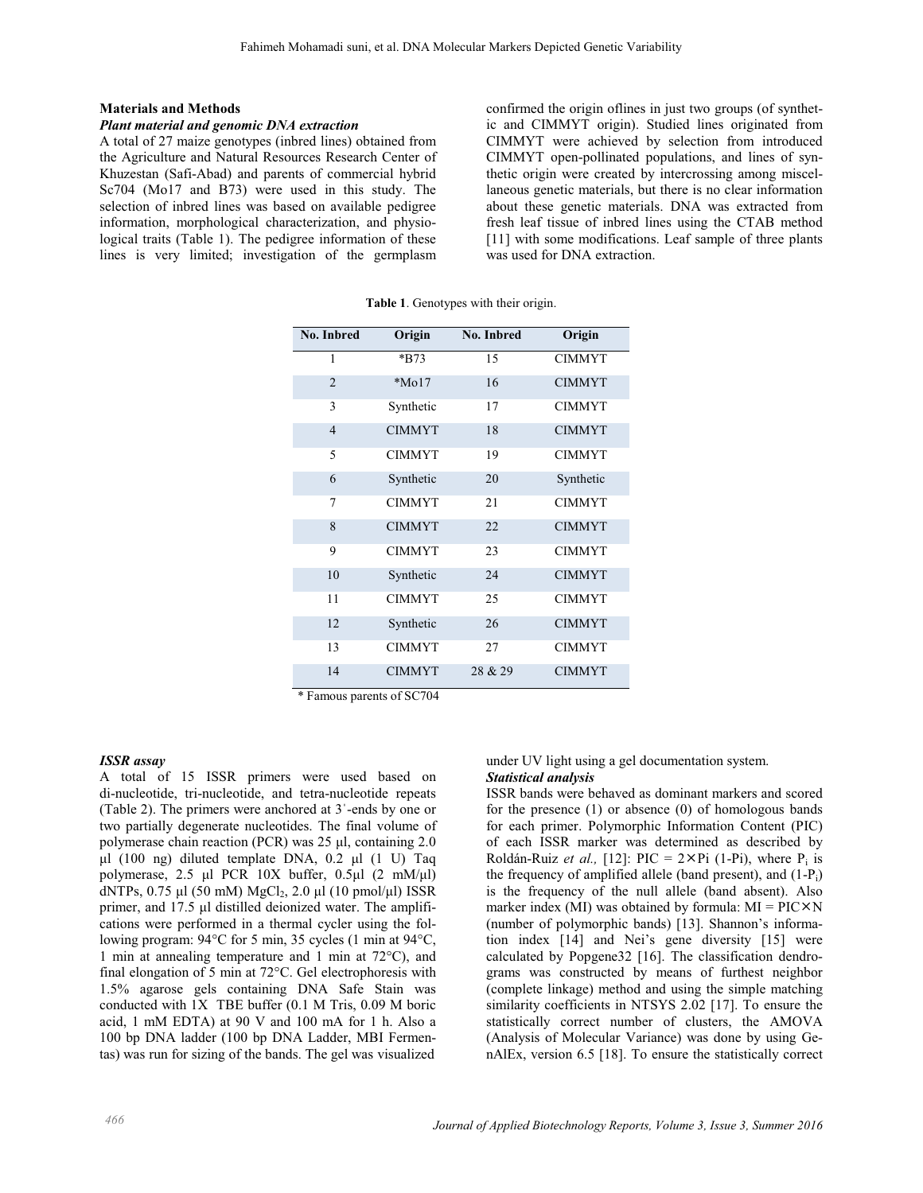## Materials and Methods

### *Plant material and genomic DNA extraction*

A total of 27 maize genotypes (inbred lines) obtained from the Agriculture and Natural Resources Research Center of Khuzestan (Safi-Abad) and parents of commercial hybrid Sc704 (Mo17 and B73) were used in this study. The selection of inbred lines was based on available pedigree information, morphological characterization, and physiological traits (Table 1). The pedigree information of these lines is very limited; investigation of the germplasm confirmed the origin oflines in just two groups (of synthetic and CIMMYT origin). Studied lines originated from CIMMYT were achieved by selection from introduced CIMMYT open-pollinated populations, and lines of synthetic origin were created by intercrossing among miscellaneous genetic materials, but there is no clear information about these genetic materials. DNA was extracted from fresh leaf tissue of inbred lines using the CTAB method [11] with some modifications. Leaf sample of three plants was used for DNA extraction.

**Table 1**. Genotypes with their origin.

| No. Inbred | Origin | No. Inbred | Origin |
|---|---|---|---|
| 1 | *B73 | 15 | CIMMYT |
| 2 | *Mo17 | 16 | CIMMYT |
| 3 | Synthetic | 17 | CIMMYT |
| 4 | CIMMYT | 18 | CIMMYT |
| 5 | CIMMYT | 19 | CIMMYT |
| 6 | Synthetic | 20 | Synthetic |
| 7 | CIMMYT | 21 | CIMMYT |
| 8 | CIMMYT | 22 | CIMMYT |
| 9 | CIMMYT | 23 | CIMMYT |
| 10 | Synthetic | 24 | CIMMYT |
| 11 | CIMMYT | 25 | CIMMYT |
| 12 | Synthetic | 26 | CIMMYT |
| 13 | CIMMYT | 27 | CIMMYT |
| 14 | CIMMYT | 28 & 29 | CIMMYT |

\* Famous parents of SC704

### *ISSR assay*

A total of 15 ISSR primers were used based on di-nucleotide, tri-nucleotide, and tetra-nucleotide repeats (Table 2). The primers were anchored at 3´-ends by one or two partially degenerate nucleotides. The final volume of polymerase chain reaction (PCR) was 25 µl, containing 2.0 µl (100 ng) diluted template DNA, 0.2 µl (1 U) Taq polymerase, 2.5 µl PCR 10X buffer, 0.5µl (2 mM/µl) dNTPs, 0.75 µl (50 mM) $MgCl_2$, 2.0 µl (10 pmol/µl) ISSR primer, and 17.5 µl distilled deionized water. The amplifications were performed in a thermal cycler using the following program: 94°C for 5 min, 35 cycles (1 min at 94°C, 1 min at annealing temperature and 1 min at 72°C), and final elongation of 5 min at 72°C. Gel electrophoresis with 1.5% agarose gels containing DNA Safe Stain was conducted with 1X TBE buffer (0.1 M Tris, 0.09 M boric acid, 1 mM EDTA) at 90 V and 100 mA for 1 h. Also a 100 bp DNA ladder (100 bp DNA Ladder, MBI Fermentas) was run for sizing of the bands. The gel was visualized under UV light using a gel documentation system.

### *Statistical analysis*

ISSR bands were behaved as dominant markers and scored for the presence (1) or absence (0) of homologous bands for each primer. Polymorphic Information Content (PIC) of each ISSR marker was determined as described by Roldán-Ruiz *et al.,* [12]: $PIC = 2 \times P_i (1-P_i)$, where $P_i$ is the frequency of amplified allele (band present), and $(1-P_i)$ is the frequency of the null allele (band absent). Also marker index (MI) was obtained by formula: $MI = PIC \times N$ (number of polymorphic bands) [13]. Shannon's information index [14] and Nei's gene diversity [15] were calculated by Popgene32 [16]. The classification dendrograms was constructed by means of furthest neighbor (complete linkage) method and using the simple matching similarity coefficients in NTSYS 2.02 [17]. To ensure the statistically correct number of clusters, the AMOVA (Analysis of Molecular Variance) was done by using GenAlEx, version 6.5 [18]. To ensure the statistically correct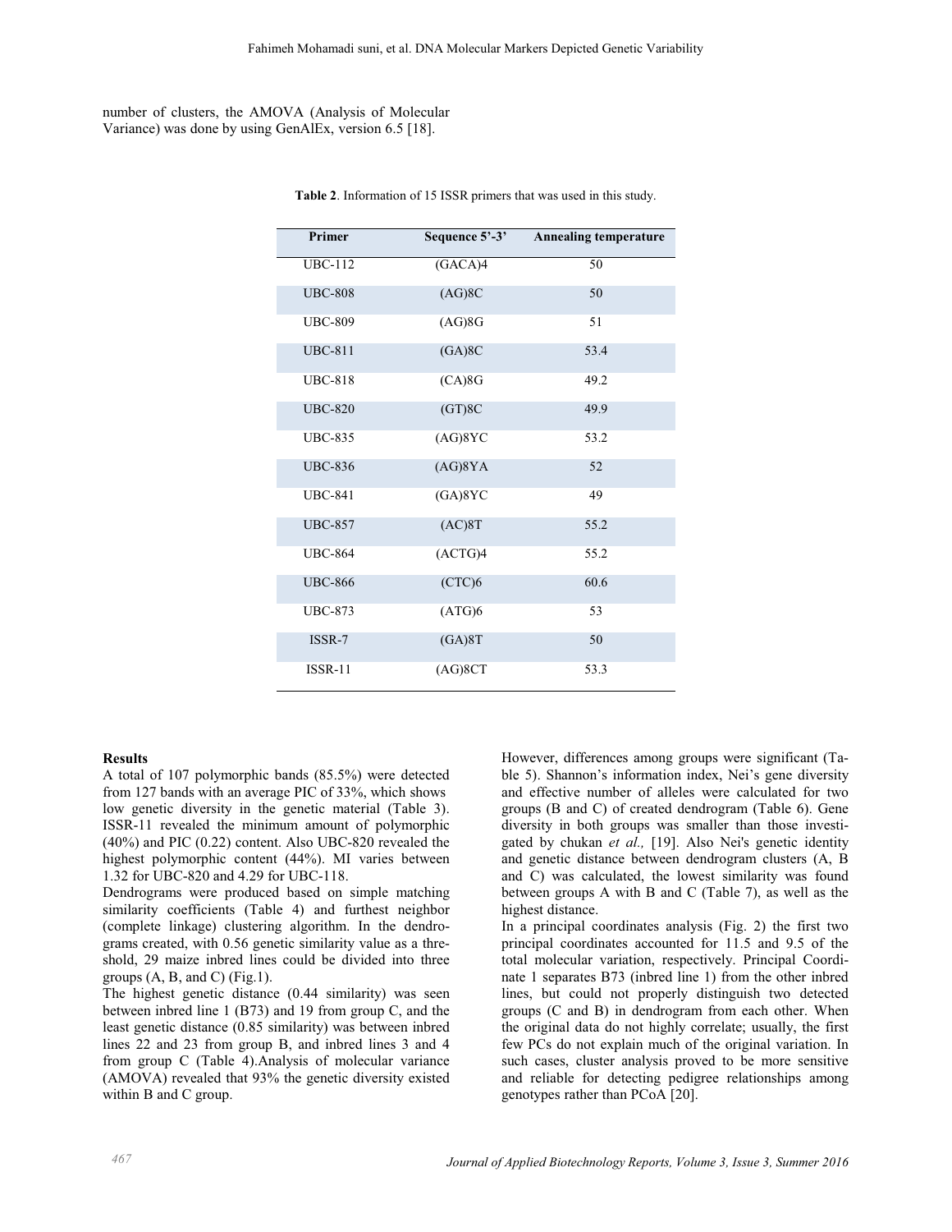number of clusters, the AMOVA (Analysis of Molecular Variance) was done by using GenAlEx, version 6.5 [18].

**Table 2**. Information of 15 ISSR primers that was used in this study.

| Primer | Sequence 5'-3' | Annealing temperature |
|---|---|---|
| UBC-112 | (GACA)4 | 50 |
| UBC-808 | (AG)8C | 50 |
| UBC-809 | (AG)8G | 51 |
| UBC-811 | (GA)8C | 53.4 |
| UBC-818 | (CA)8G | 49.2 |
| UBC-820 | (GT)8C | 49.9 |
| UBC-835 | (AG)8YC | 53.2 |
| UBC-836 | (AG)8YA | 52 |
| UBC-841 | (GA)8YC | 49 |
| UBC-857 | (AC)8T | 55.2 |
| UBC-864 | (ACTG)4 | 55.2 |
| UBC-866 | (CTC)6 | 60.6 |
| UBC-873 | (ATG)6 | 53 |
| ISSR-7 | (GA)8T | 50 |
| ISSR-11 | (AG)8CT | 53.3 |

**Results**

A total of 107 polymorphic bands (85.5%) were detected from 127 bands with an average PIC of 33%, which shows low genetic diversity in the genetic material (Table 3). ISSR-11 revealed the minimum amount of polymorphic (40%) and PIC (0.22) content. Also UBC-820 revealed the highest polymorphic content (44%). MI varies between 1.32 for UBC-820 and 4.29 for UBC-118.

Dendrograms were produced based on simple matching similarity coefficients (Table 4) and furthest neighbor (complete linkage) clustering algorithm. In the dendrograms created, with 0.56 genetic similarity value as a threshold, 29 maize inbred lines could be divided into three groups (A, B, and C) (Fig.1).

The highest genetic distance (0.44 similarity) was seen between inbred line 1 (B73) and 19 from group C, and the least genetic distance (0.85 similarity) was between inbred lines 22 and 23 from group B, and inbred lines 3 and 4 from group C (Table 4).Analysis of molecular variance (AMOVA) revealed that 93% the genetic diversity existed within B and C group.

However, differences among groups were significant (Table 5). Shannon's information index, Nei's gene diversity and effective number of alleles were calculated for two groups (B and C) of created dendrogram (Table 6). Gene diversity in both groups was smaller than those investigated by chukan *et al.,* [19]. Also Nei's genetic identity and genetic distance between dendrogram clusters (A, B and C) was calculated, the lowest similarity was found between groups A with B and C (Table 7), as well as the highest distance.

In a principal coordinates analysis (Fig. 2) the first two principal coordinates accounted for 11.5 and 9.5 of the total molecular variation, respectively. Principal Coordinate 1 separates B73 (inbred line 1) from the other inbred lines, but could not properly distinguish two detected groups (C and B) in dendrogram from each other. When the original data do not highly correlate; usually, the first few PCs do not explain much of the original variation. In such cases, cluster analysis proved to be more sensitive and reliable for detecting pedigree relationships among genotypes rather than PCoA [20].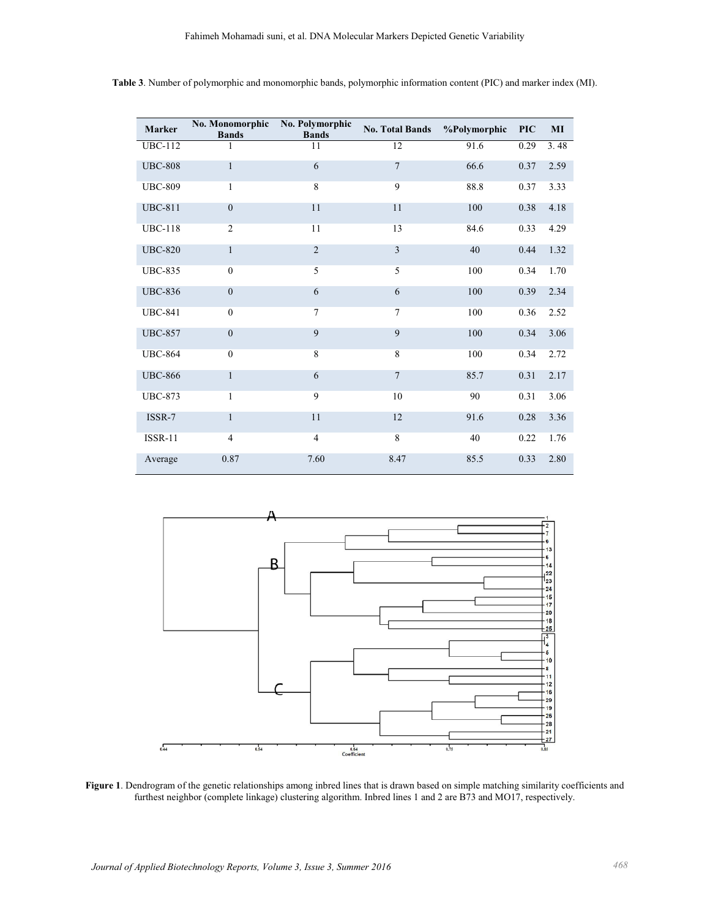**Table 3**. Number of polymorphic and monomorphic bands, polymorphic information content (PIC) and marker index (MI).

| Marker | No. Monomorphic Bands | No. Polymorphic Bands | No. Total Bands | %Polymorphic | PIC | MI |
|---|---|---|---|---|---|---|
| UBC-112 | 1 | 11 | 12 | 91.6 | 0.29 | 3. 48 |
| UBC-808 | 1 | 6 | 7 | 66.6 | 0.37 | 2.59 |
| UBC-809 | 1 | 8 | 9 | 88.8 | 0.37 | 3.33 |
| UBC-811 | 0 | 11 | 11 | 100 | 0.38 | 4.18 |
| UBC-118 | 2 | 11 | 13 | 84.6 | 0.33 | 4.29 |
| UBC-820 | 1 | 2 | 3 | 40 | 0.44 | 1.32 |
| UBC-835 | 0 | 5 | 5 | 100 | 0.34 | 1.70 |
| UBC-836 | 0 | 6 | 6 | 100 | 0.39 | 2.34 |
| UBC-841 | 0 | 7 | 7 | 100 | 0.36 | 2.52 |
| UBC-857 | 0 | 9 | 9 | 100 | 0.34 | 3.06 |
| UBC-864 | 0 | 8 | 8 | 100 | 0.34 | 2.72 |
| UBC-866 | 1 | 6 | 7 | 85.7 | 0.31 | 2.17 |
| UBC-873 | 1 | 9 | 10 | 90 | 0.31 | 3.06 |
| ISSR-7 | 1 | 11 | 12 | 91.6 | 0.28 | 3.36 |
| ISSR-11 | 4 | 4 | 8 | 40 | 0.22 | 1.76 |
| Average | 0.87 | 7.60 | 8.47 | 85.5 | 0.33 | 2.80 |

**Figure 1**. Dendrogram of the genetic relationships among inbred lines that is drawn based on simple matching similarity coefficients and furthest neighbor (complete linkage) clustering algorithm. Inbred lines 1 and 2 are B73 and MO17, respectively.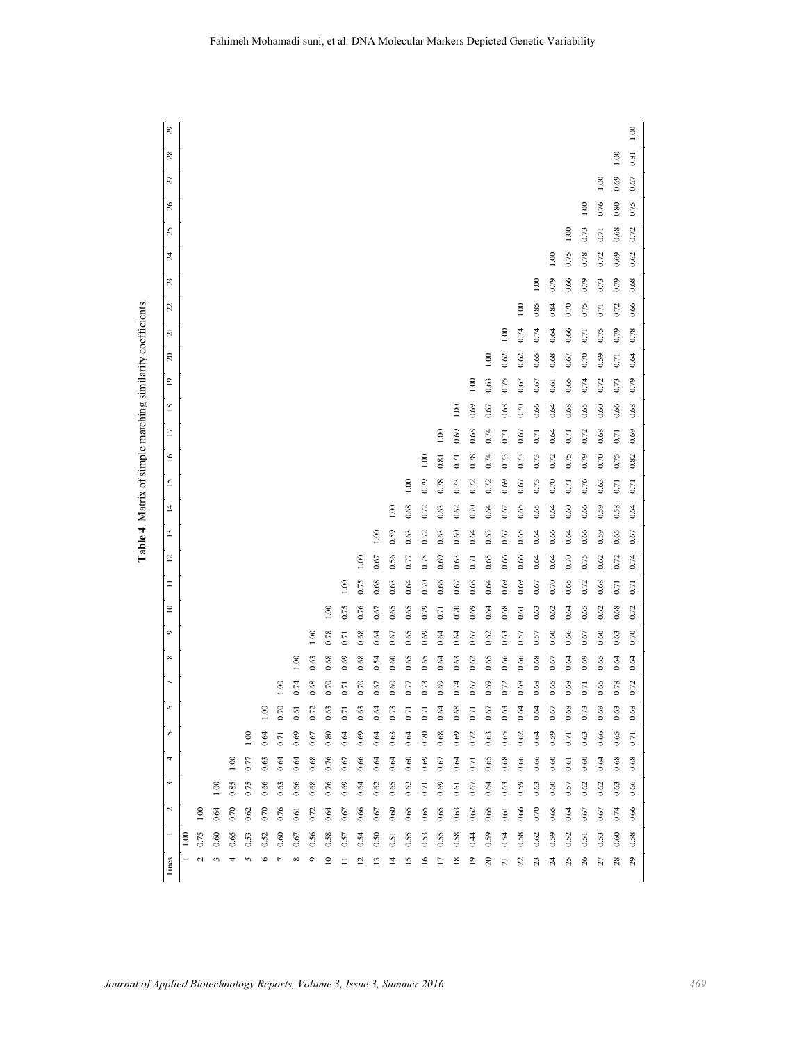**Table 4.** Matrix of simple matching similarity coefficients.

| Lines | 1 | 2 | 3 | 4 | 5 | 6 | 7 | 8 | 9 | 10 | 11 | 12 | 13 | 14 | 15 | 16 | 17 | 18 | 19 | 20 | 21 | 22 | 23 | 24 | 25 | 26 | 27 | 28 | 29 |
|---|---|---|---|---|---|---|---|---|---|---|---|---|---|---|---|---|---|---|---|---|---|---|---|---|---|---|---|---|---|
| 1 | 1.00 | | | | | | | | | | | | | | | | | | | | | | | | | | | | |
| 2 | 0.75 | 1.00 | | | | | | | | | | | | | | | | | | | | | | | | | | | |
| 3 | 0.60 | 0.64 | 1.00 | | | | | | | | | | | | | | | | | | | | | | | | | | |
| 4 | 0.65 | 0.70 | 0.85 | 1.00 | | | | | | | | | | | | | | | | | | | | | | | | | |
| 5 | 0.53 | 0.62 | 0.75 | 0.77 | 1.00 | | | | | | | | | | | | | | | | | | | | | | | | |
| 6 | 0.52 | 0.70 | 0.66 | 0.63 | 0.64 | 1.00 | | | | | | | | | | | | | | | | | | | | | | | |
| 7 | 0.60 | 0.76 | 0.63 | 0.64 | 0.71 | 0.70 | 1.00 | | | | | | | | | | | | | | | | | | | | | | |
| 8 | 0.67 | 0.61 | 0.66 | 0.64 | 0.69 | 0.61 | 0.74 | 1.00 | | | | | | | | | | | | | | | | | | | | | |
| 9 | 0.56 | 0.72 | 0.68 | 0.68 | 0.67 | 0.72 | 0.68 | 0.63 | 1.00 | | | | | | | | | | | | | | | | | | | | |
| 10 | 0.58 | 0.64 | 0.76 | 0.76 | 0.80 | 0.63 | 0.70 | 0.68 | 0.78 | 1.00 | | | | | | | | | | | | | | | | | | | |
| 11 | 0.57 | 0.67 | 0.69 | 0.67 | 0.64 | 0.71 | 0.71 | 0.69 | 0.71 | 0.75 | 1.00 | | | | | | | | | | | | | | | | | | |
| 12 | 0.54 | 0.66 | 0.64 | 0.66 | 0.69 | 0.63 | 0.70 | 0.68 | 0.68 | 0.76 | 0.75 | 1.00 | | | | | | | | | | | | | | | | | |
| 13 | 0.50 | 0.67 | 0.62 | 0.64 | 0.64 | 0.64 | 0.67 | 0.54 | 0.64 | 0.67 | 0.68 | 0.67 | 1.00 | | | | | | | | | | | | | | | | |
| 14 | 0.51 | 0.60 | 0.65 | 0.64 | 0.63 | 0.73 | 0.60 | 0.60 | 0.67 | 0.65 | 0.63 | 0.56 | 0.59 | 1.00 | | | | | | | | | | | | | | | |
| 15 | 0.55 | 0.65 | 0.62 | 0.60 | 0.64 | 0.71 | 0.77 | 0.65 | 0.65 | 0.65 | 0.64 | 0.77 | 0.63 | 0.68 | 1.00 | | | | | | | | | | | | | | |
| 16 | 0.53 | 0.71 | 0.70 | 0.69 | 0.70 | 0.71 | 0.73 | 0.65 | 0.69 | 0.79 | 0.70 | 0.75 | 0.72 | 0.72 | 0.79 | 1.00 | | | | | | | | | | | | | |
| 17 | 0.55 | 0.65 | 0.69 | 0.67 | 0.68 | 0.64 | 0.69 | 0.64 | 0.64 | 0.71 | 0.66 | 0.69 | 0.63 | 0.63 | 0.78 | 0.81 | 1.00 | | | | | | | | | | | | |
| 18 | 0.58 | 0.63 | 0.61 | 0.64 | 0.69 | 0.68 | 0.74 | 0.63 | 0.64 | 0.70 | 0.67 | 0.63 | 0.60 | 0.62 | 0.73 | 0.71 | 0.69 | 1.00 | | | | | | | | | | | |
| 19 | 0.44 | 0.62 | 0.67 | 0.71 | 0.72 | 0.71 | 0.67 | 0.62 | 0.67 | 0.69 | 0.68 | 0.71 | 0.64 | 0.70 | 0.72 | 0.78 | 0.68 | 0.69 | 1.00 | | | | | | | | | | |
| 20 | 0.59 | 0.65 | 0.64 | 0.65 | 0.63 | 0.67 | 0.69 | 0.65 | 0.62 | 0.64 | 0.64 | 0.65 | 0.63 | 0.64 | 0.72 | 0.74 | 0.74 | 0.67 | 0.63 | 1.00 | | | | | | | | | |
| 21 | 0.54 | 0.61 | 0.63 | 0.68 | 0.65 | 0.63 | 0.72 | 0.66 | 0.63 | 0.68 | 0.69 | 0.66 | 0.67 | 0.62 | 0.69 | 0.73 | 0.71 | 0.68 | 0.75 | 0.62 | 1.00 | | | | | | | | |
| 22 | 0.58 | 0.66 | 0.59 | 0.66 | 0.62 | 0.64 | 0.68 | 0.66 | 0.57 | 0.61 | 0.69 | 0.66 | 0.65 | 0.65 | 0.67 | 0.73 | 0.67 | 0.70 | 0.67 | 0.62 | 0.74 | 1.00 | | | | | | | |
| 23 | 0.62 | 0.70 | 0.63 | 0.66 | 0.64 | 0.64 | 0.68 | 0.68 | 0.57 | 0.63 | 0.67 | 0.64 | 0.64 | 0.65 | 0.73 | 0.73 | 0.71 | 0.66 | 0.67 | 0.65 | 0.74 | 0.85 | 1.00 | | | | | | |
| 24 | 0.59 | 0.65 | 0.60 | 0.60 | 0.59 | 0.67 | 0.65 | 0.67 | 0.60 | 0.62 | 0.70 | 0.64 | 0.66 | 0.64 | 0.70 | 0.72 | 0.64 | 0.64 | 0.61 | 0.68 | 0.64 | 0.84 | 0.79 | 1.00 | | | | | |
| 25 | 0.52 | 0.64 | 0.57 | 0.61 | 0.71 | 0.68 | 0.68 | 0.64 | 0.66 | 0.64 | 0.65 | 0.70 | 0.64 | 0.60 | 0.71 | 0.75 | 0.71 | 0.68 | 0.65 | 0.67 | 0.66 | 0.70 | 0.66 | 0.75 | 1.00 | | | | |
| 26 | 0.51 | 0.67 | 0.62 | 0.60 | 0.63 | 0.73 | 0.71 | 0.69 | 0.67 | 0.65 | 0.72 | 0.75 | 0.66 | 0.66 | 0.76 | 0.79 | 0.72 | 0.65 | 0.74 | 0.70 | 0.71 | 0.75 | 0.79 | 0.78 | 0.73 | 1.00 | | | |
| 27 | 0.53 | 0.67 | 0.62 | 0.64 | 0.66 | 0.69 | 0.65 | 0.65 | 0.60 | 0.62 | 0.68 | 0.62 | 0.59 | 0.59 | 0.63 | 0.70 | 0.68 | 0.60 | 0.72 | 0.59 | 0.75 | 0.71 | 0.73 | 0.72 | 0.71 | 0.76 | 1.00 | | |
| 28 | 0.60 | 0.74 | 0.63 | 0.68 | 0.65 | 0.63 | 0.78 | 0.64 | 0.63 | 0.68 | 0.71 | 0.72 | 0.65 | 0.58 | 0.71 | 0.75 | 0.71 | 0.66 | 0.73 | 0.71 | 0.79 | 0.72 | 0.79 | 0.69 | 0.68 | 0.80 | 0.69 | 1.00 | |
| 29 | 0.58 | 0.66 | 0.66 | 0.68 | 0.71 | 0.68 | 0.72 | 0.64 | 0.70 | 0.72 | 0.71 | 0.74 | 0.67 | 0.64 | 0.71 | 0.82 | 0.69 | 0.68 | 0.79 | 0.64 | 0.78 | 0.66 | 0.68 | 0.62 | 0.72 | 0.75 | 0.67 | 0.81 | 1.00 |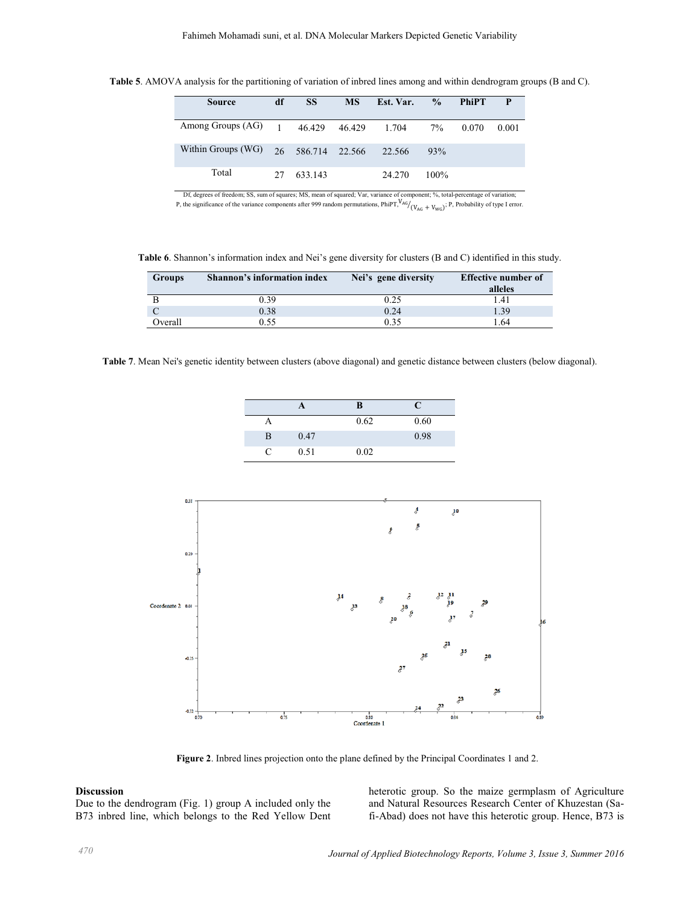**Table 5**. AMOVA analysis for the partitioning of variation of inbred lines among and within dendrogram groups (B and C).

| Source | df | SS | MS | Est. Var. | % | PhiPT | P |
|---|---|---|---|---|---|---|---|
| Among Groups (AG) | 1 | 46.429 | 46.429 | 1.704 | 7% | 0.070 | 0.001 |
| Within Groups (WG) | 26 | 586.714 | 22.566 | 22.566 | 93% | | |
| Total | 27 | 633.143 | | 24.270 | 100% | | |

Df, degrees of freedom; SS, sum of squares; MS, mean of squared; Var, variance of component; %, total-percentage of variation; P, the significance of the variance components after 999 random permutations, PhiPT, $V_{AG}/(V_{AG}+V_{WG})$; P, Probability of type I error.

**Table 6**. Shannon's information index and Nei's gene diversity for clusters (B and C) identified in this study.

| Groups | Shannon's information index | Nei's gene diversity | Effective number of alleles |
|---|---|---|---|
| B | 0.39 | 0.25 | 1.41 |
| C | 0.38 | 0.24 | 1.39 |
| Overall | 0.55 | 0.35 | 1.64 |

**Table 7**. Mean Nei's genetic identity between clusters (above diagonal) and genetic distance between clusters (below diagonal).

| | A | B | C |
|---|---|---|---|
| A | | 0.62 | 0.60 |
| B | 0.47 | | 0.98 |
| C | 0.51 | 0.02 | |

**Figure 2**. Inbred lines projection onto the plane defined by the Principal Coordinates 1 and 2.

## Discussion

Due to the dendrogram (Fig. 1) group A included only the B73 inbred line, which belongs to the Red Yellow Dent heterotic group. So the maize germplasm of Agriculture and Natural Resources Research Center of Khuzestan (Safi-Abad) does not have this heterotic group. Hence, B73 is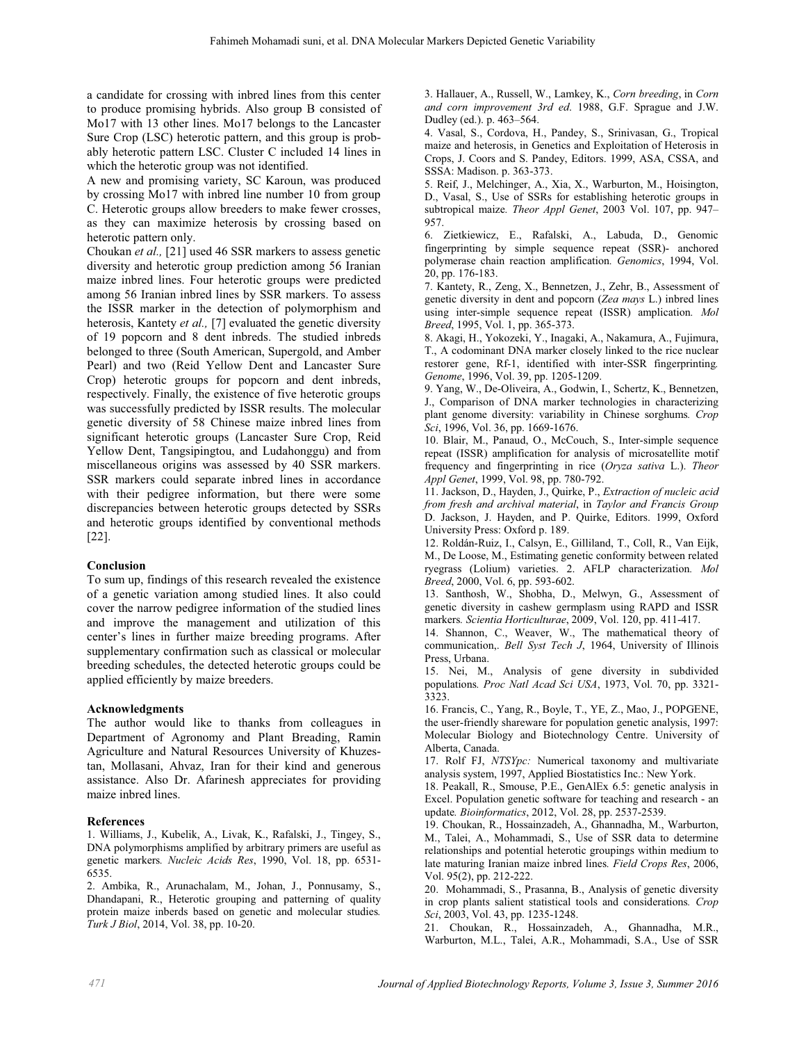a candidate for crossing with inbred lines from this center to produce promising hybrids. Also group B consisted of Mo17 with 13 other lines. Mo17 belongs to the Lancaster Sure Crop (LSC) heterotic pattern, and this group is probably heterotic pattern LSC. Cluster C included 14 lines in which the heterotic group was not identified.

A new and promising variety, SC Karoun, was produced by crossing Mo17 with inbred line number 10 from group C. Heterotic groups allow breeders to make fewer crosses, as they can maximize heterosis by crossing based on heterotic pattern only.

Choukan *et al.,* [21] used 46 SSR markers to assess genetic diversity and heterotic group prediction among 56 Iranian maize inbred lines. Four heterotic groups were predicted among 56 Iranian inbred lines by SSR markers. To assess the ISSR marker in the detection of polymorphism and heterosis, Kantety *et al.,* [7] evaluated the genetic diversity of 19 popcorn and 8 dent inbreds. The studied inbreds belonged to three (South American, Supergold, and Amber Pearl) and two (Reid Yellow Dent and Lancaster Sure Crop) heterotic groups for popcorn and dent inbreds, respectively. Finally, the existence of five heterotic groups was successfully predicted by ISSR results. The molecular genetic diversity of 58 Chinese maize inbred lines from significant heterotic groups (Lancaster Sure Crop, Reid Yellow Dent, Tangsipingtou, and Ludahonggu) and from miscellaneous origins was assessed by 40 SSR markers. SSR markers could separate inbred lines in accordance with their pedigree information, but there were some discrepancies between heterotic groups detected by SSRs and heterotic groups identified by conventional methods [22].

## Conclusion

To sum up, findings of this research revealed the existence of a genetic variation among studied lines. It also could cover the narrow pedigree information of the studied lines and improve the management and utilization of this center's lines in further maize breeding programs. After supplementary confirmation such as classical or molecular breeding schedules, the detected heterotic groups could be applied efficiently by maize breeders.

## Acknowledgments

The author would like to thanks from colleagues in Department of Agronomy and Plant Breading, Ramin Agriculture and Natural Resources University of Khuzestan, Mollasani, Ahvaz, Iran for their kind and generous assistance. Also Dr. Afarinesh appreciates for providing maize inbred lines.

## References

1. Williams, J., Kubelik, A., Livak, K., Rafalski, J., Tingey, S., DNA polymorphisms amplified by arbitrary primers are useful as genetic markers. *Nucleic Acids Res*, 1990, Vol. 18, pp. 6531-6535.
2. Ambika, R., Arunachalam, M., Johan, J., Ponnusamy, S., Dhandapani, R., Heterotic grouping and patterning of quality protein maize inberds based on genetic and molecular studies. *Turk J Biol*, 2014, Vol. 38, pp. 10-20.
3. Hallauer, A., Russell, W., Lamkey, K., *Corn breeding*, in *Corn and corn improvement 3rd ed*. 1988, G.F. Sprague and J.W. Dudley (ed.). p. 463–564.
4. Vasal, S., Cordova, H., Pandey, S., Srinivasan, G., Tropical maize and heterosis, in Genetics and Exploitation of Heterosis in Crops, J. Coors and S. Pandey, Editors. 1999, ASA, CSSA, and SSSA: Madison. p. 363-373.
5. Reif, J., Melchinger, A., Xia, X., Warburton, M., Hoisington, D., Vasal, S., Use of SSRs for establishing heterotic groups in subtropical maize. *Theor Appl Genet*, 2003 Vol. 107, pp. 947–957.
6. Zietkiewicz, E., Rafalski, A., Labuda, D., Genomic fingerprinting by simple sequence repeat (SSR)- anchored polymerase chain reaction amplification. *Genomics*, 1994, Vol. 20, pp. 176-183.
7. Kantety, R., Zeng, X., Bennetzen, J., Zehr, B., Assessment of genetic diversity in dent and popcorn (*Zea mays* L.) inbred lines using inter-simple sequence repeat (ISSR) amplication. *Mol Breed*, 1995, Vol. 1, pp. 365-373.
8. Akagi, H., Yokozeki, Y., Inagaki, A., Nakamura, A., Fujimura, T., A codominant DNA marker closely linked to the rice nuclear restorer gene, Rf-1, identified with inter-SSR fingerprinting. *Genome*, 1996, Vol. 39, pp. 1205-1209.
9. Yang, W., De-Oliveira, A., Godwin, I., Schertz, K., Bennetzen, J., Comparison of DNA marker technologies in characterizing plant genome diversity: variability in Chinese sorghums. *Crop Sci*, 1996, Vol. 36, pp. 1669-1676.
10. Blair, M., Panaud, O., McCouch, S., Inter-simple sequence repeat (ISSR) amplification for analysis of microsatellite motif frequency and fingerprinting in rice (*Oryza sativa* L.). *Theor Appl Genet*, 1999, Vol. 98, pp. 780-792.
11. Jackson, D., Hayden, J., Quirke, P., *Extraction of nucleic acid from fresh and archival material*, in *Taylor and Francis Group* D. Jackson, J. Hayden, and P. Quirke, Editors. 1999, Oxford University Press: Oxford p. 189.
12. Roldán-Ruiz, I., Calsyn, E., Gilliland, T., Coll, R., Van Eijk, M., De Loose, M., Estimating genetic conformity between related ryegrass (Lolium) varieties. 2. AFLP characterization. *Mol Breed*, 2000, Vol. 6, pp. 593-602.
13. Santhosh, W., Shobha, D., Melwyn, G., Assessment of genetic diversity in cashew germplasm using RAPD and ISSR markers. *Scientia Horticulturae*, 2009, Vol. 120, pp. 411-417.
14. Shannon, C., Weaver, W., The mathematical theory of communication,. *Bell Syst Tech J*, 1964, University of Illinois Press, Urbana.
15. Nei, M., Analysis of gene diversity in subdivided populations. *Proc Natl Acad Sci USA*, 1973, Vol. 70, pp. 3321-3323.
16. Francis, C., Yang, R., Boyle, T., YE, Z., Mao, J., POPGENE, the user-friendly shareware for population genetic analysis, 1997: Molecular Biology and Biotechnology Centre. University of Alberta, Canada.
17. Rolf FJ, *NTSYpc:* Numerical taxonomy and multivariate analysis system, 1997, Applied Biostatistics Inc.: New York.
18. Peakall, R., Smouse, P.E., GenAlEx 6.5: genetic analysis in Excel. Population genetic software for teaching and research - an update. *Bioinformatics*, 2012, Vol. 28, pp. 2537-2539.
19. Choukan, R., Hossainzadeh, A., Ghannadha, M., Warburton, M., Talei, A., Mohammadi, S., Use of SSR data to determine relationships and potential heterotic groupings within medium to late maturing Iranian maize inbred lines. *Field Crops Res*, 2006, Vol. 95(2), pp. 212-222.
20. Mohammadi, S., Prasanna, B., Analysis of genetic diversity in crop plants salient statistical tools and considerations. *Crop Sci*, 2003, Vol. 43, pp. 1235-1248.
21. Choukan, R., Hossainzadeh, A., Ghannadha, M.R., Warburton, M.L., Talei, A.R., Mohammadi, S.A., Use of SSR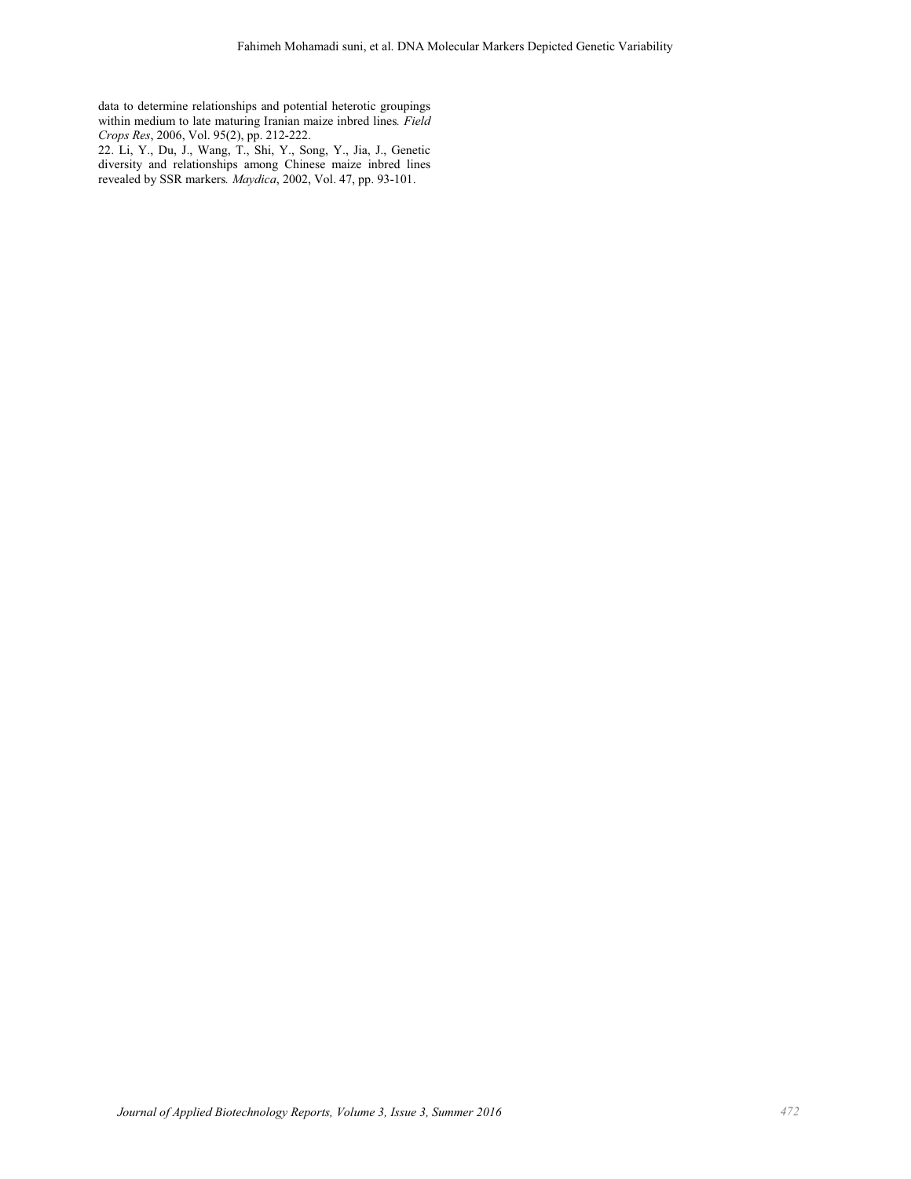data to determine relationships and potential heterotic groupings within medium to late maturing Iranian maize inbred lines. *Field Crops Res*, 2006, Vol. 95(2), pp. 212-222.

22. Li, Y., Du, J., Wang, T., Shi, Y., Song, Y., Jia, J., Genetic diversity and relationships among Chinese maize inbred lines revealed by SSR markers. *Maydica*, 2002, Vol. 47, pp. 93-101.